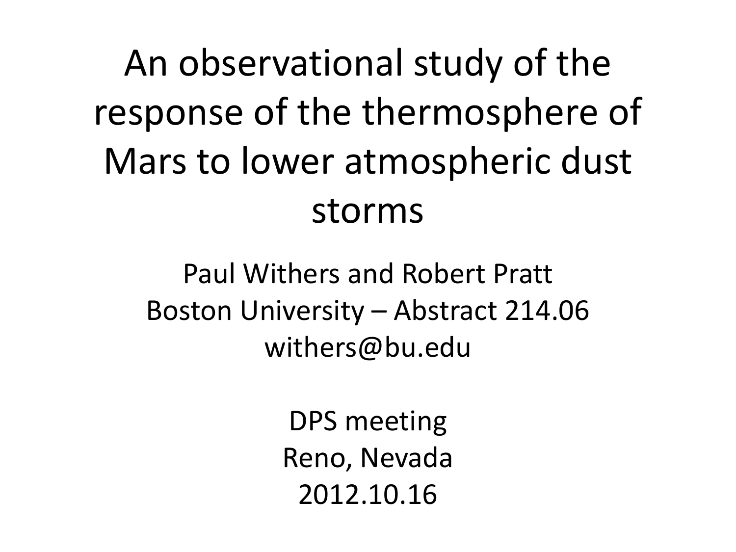# An observational study of the response of the thermosphere of Mars to lower atmospheric dust storms

Paul Withers and Robert Pratt
Boston University – Abstract 214.06
withers@bu.edu

DPS meeting
Reno, Nevada
2012.10.16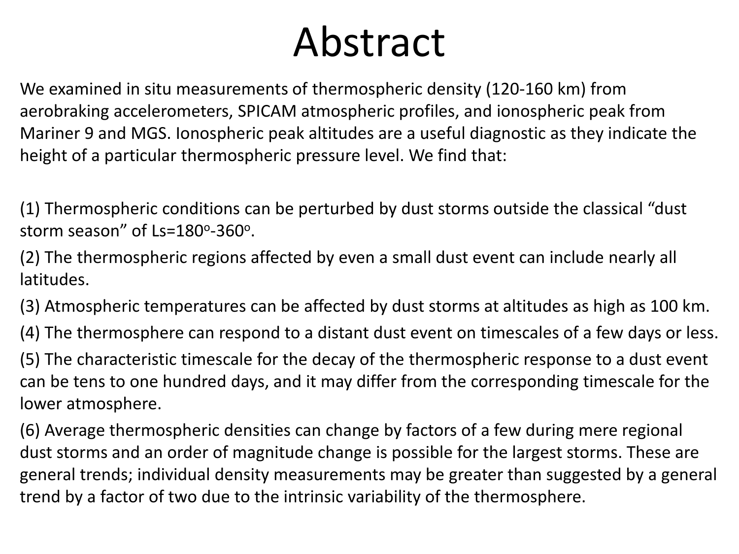# Abstract

We examined in situ measurements of thermospheric density (120-160 km) from aerobraking accelerometers, SPICAM atmospheric profiles, and ionospheric peak from Mariner 9 and MGS. Ionospheric peak altitudes are a useful diagnostic as they indicate the height of a particular thermospheric pressure level. We find that:

(1) Thermospheric conditions can be perturbed by dust storms outside the classical "dust storm season" of Ls=$180^o$-$360^o$.

(2) The thermospheric regions affected by even a small dust event can include nearly all latitudes.

(3) Atmospheric temperatures can be affected by dust storms at altitudes as high as 100 km.

(4) The thermosphere can respond to a distant dust event on timescales of a few days or less.

(5) The characteristic timescale for the decay of the thermospheric response to a dust event can be tens to one hundred days, and it may differ from the corresponding timescale for the lower atmosphere.

(6) Average thermospheric densities can change by factors of a few during mere regional dust storms and an order of magnitude change is possible for the largest storms. These are general trends; individual density measurements may be greater than suggested by a general trend by a factor of two due to the intrinsic variability of the thermosphere.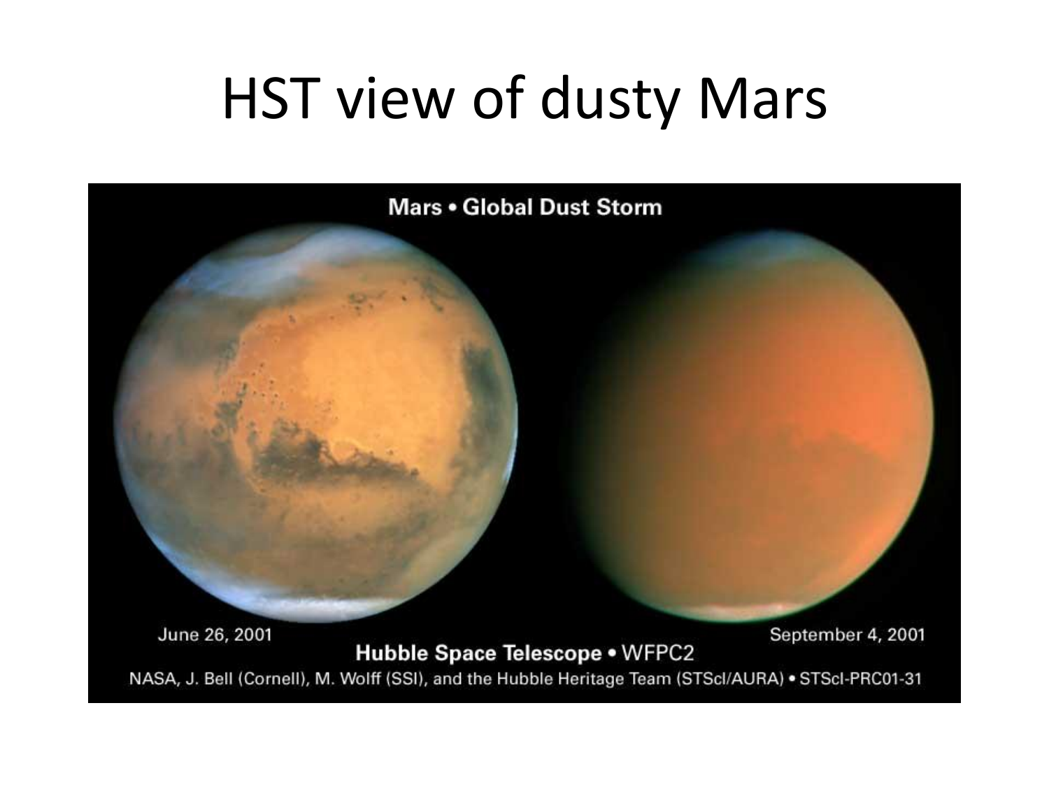# HST view of dusty Mars

Mars • Global Dust Storm

June 26, 2001

September 4, 2001

**Hubble Space Telescope** • WFPC2

NASA, J. Bell (Cornell), M. Wolff (SSI), and the Hubble Heritage Team (STScI/AURA) • STScI-PRC01-31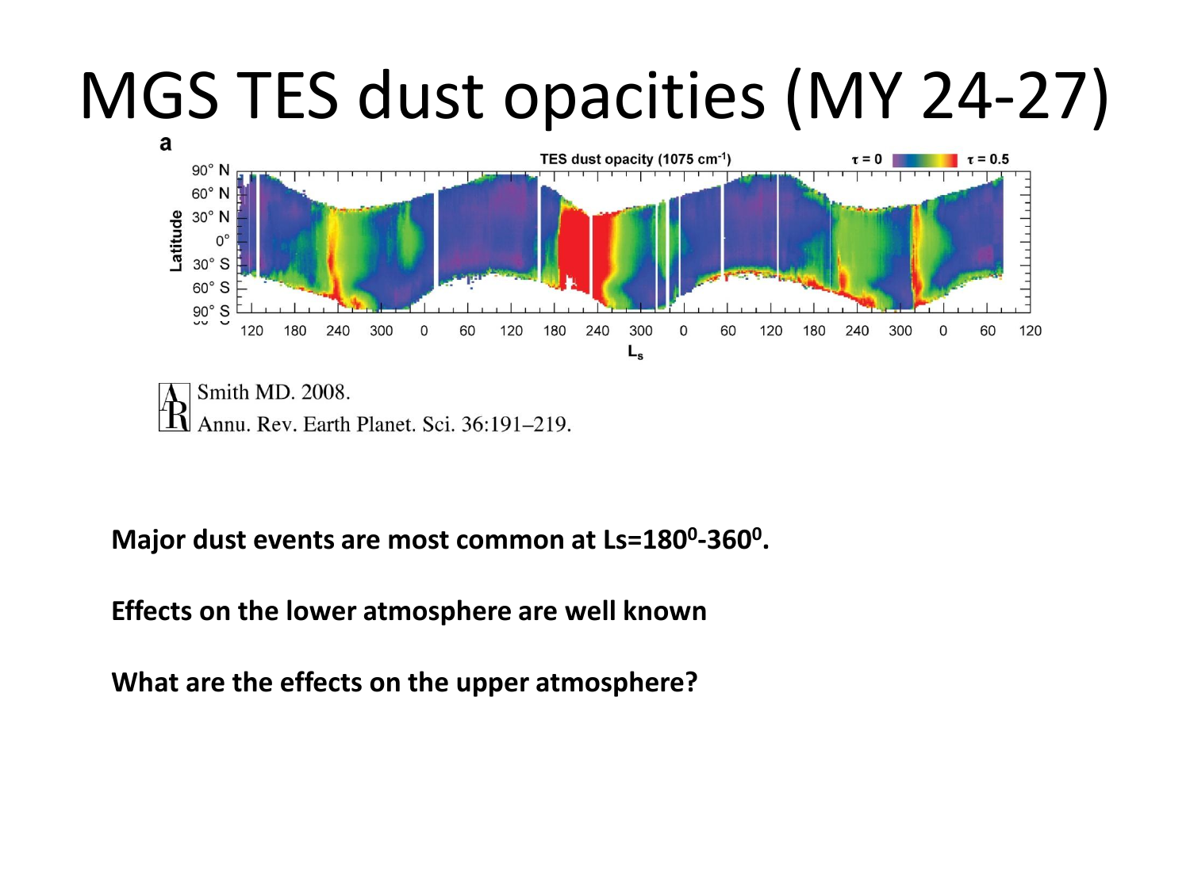# MGS TES dust opacities (MY 24-27)

Smith MD. 2008.
Annu. Rev. Earth Planet. Sci. 36:191–219.

**Major dust events are most common at Ls=180$^0$-360$^0$.**

**Effects on the lower atmosphere are well known**

**What are the effects on the upper atmosphere?**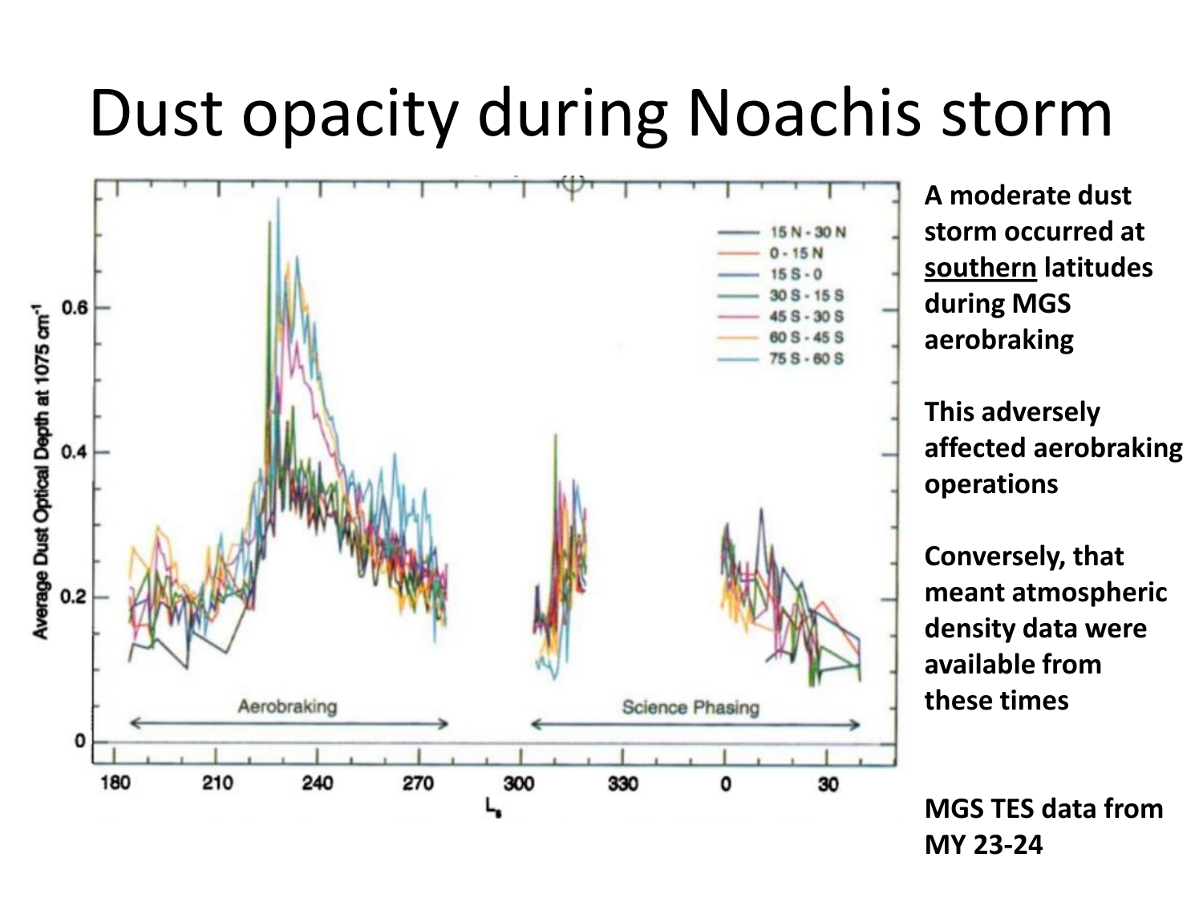# Dust opacity during Noachis storm

**A moderate dust storm occurred at southern latitudes during MGS aerobraking**

**This adversely affected aerobraking operations**

**Conversely, that meant atmospheric density data were available from these times**

**MGS TES data from MY 23-24**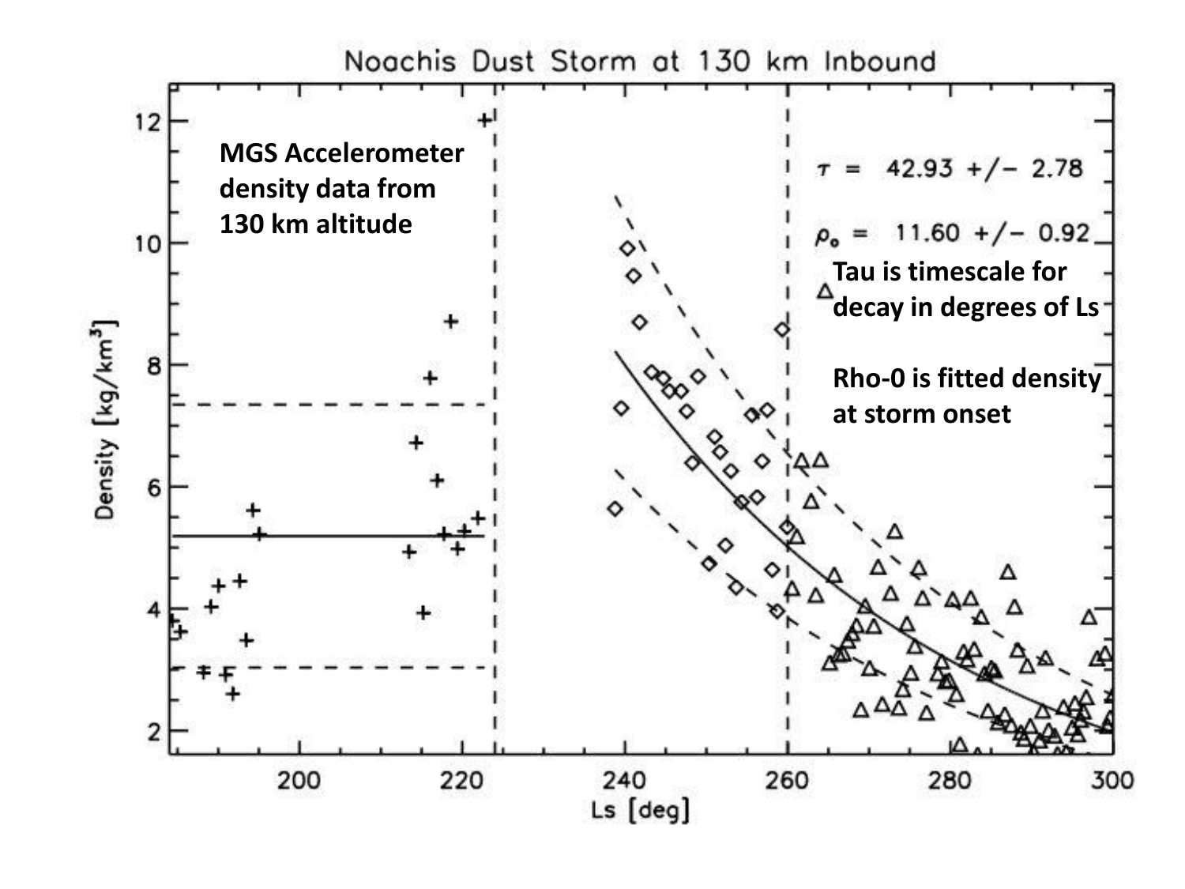# Noachis Dust Storm at 130 km Inbound

**MGS Accelerometer density data from 130 km altitude**

$\tau$ = 42.93 +/- 2.78

$\rho_o$ = 11.60 +/- 0.92

**Tau is timescale for decay in degrees of Ls**

**Rho-0 is fitted density at storm onset**

Density [kg/km$^3$]

Ls [deg]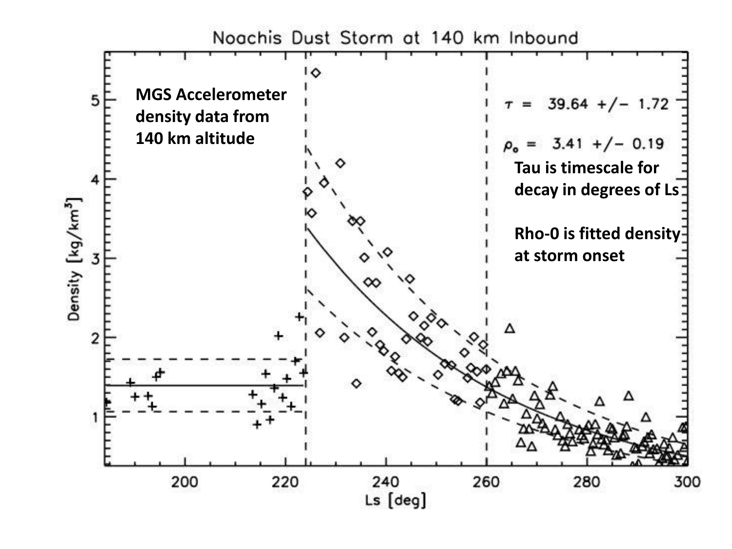# Noachis Dust Storm at 140 km Inbound

**MGS Accelerometer density data from 140 km altitude**

$\tau$ = 39.64 +/- 1.72

$\rho_o$ = 3.41 +/- 0.19

**Tau is timescale for decay in degrees of Ls**

**Rho-0 is fitted density at storm onset**

Density [kg/km$^3$]

Ls [deg]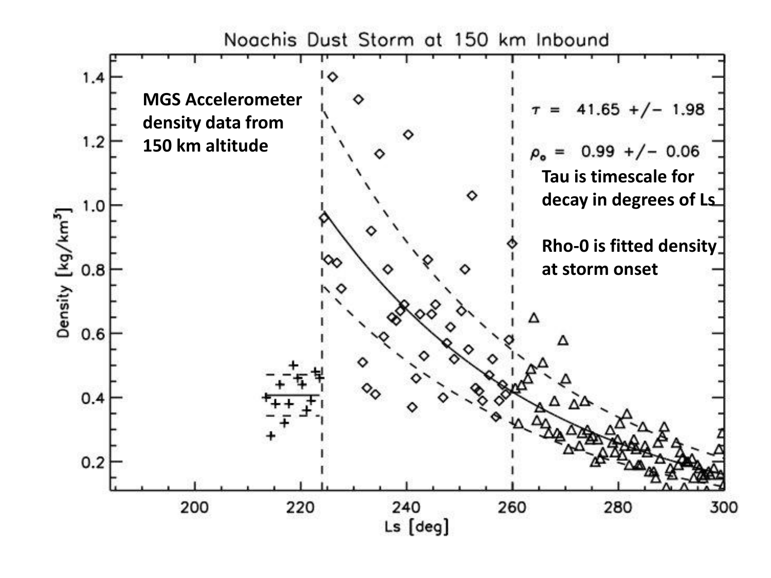## Noachis Dust Storm at 150 km Inbound

**MGS Accelerometer density data from 150 km altitude**

$\tau$ = 41.65 +/- 1.98

$\rho_o$ = 0.99 +/- 0.06

**Tau is timescale for decay in degrees of Ls**

**Rho-0 is fitted density at storm onset**

Density [kg/km$^3$]

Ls [deg]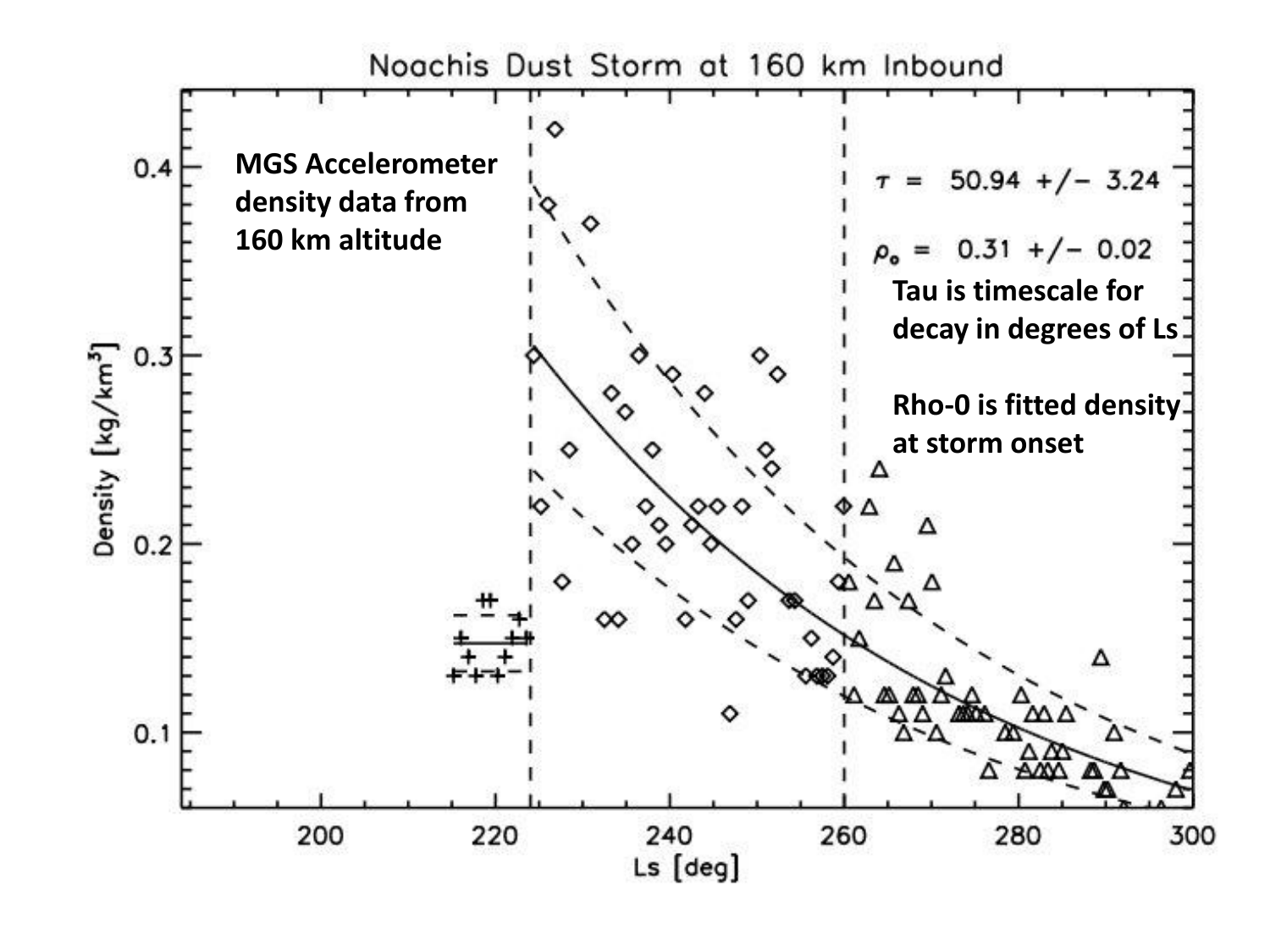## Noachis Dust Storm at 160 km Inbound

**MGS Accelerometer density data from 160 km altitude**

$\tau$ = 50.94 +/- 3.24

$\rho_o$ = 0.31 +/- 0.02

**Tau is timescale for decay in degrees of Ls**

**Rho-0 is fitted density at storm onset**

Density [kg/km$^3$]

Ls [deg]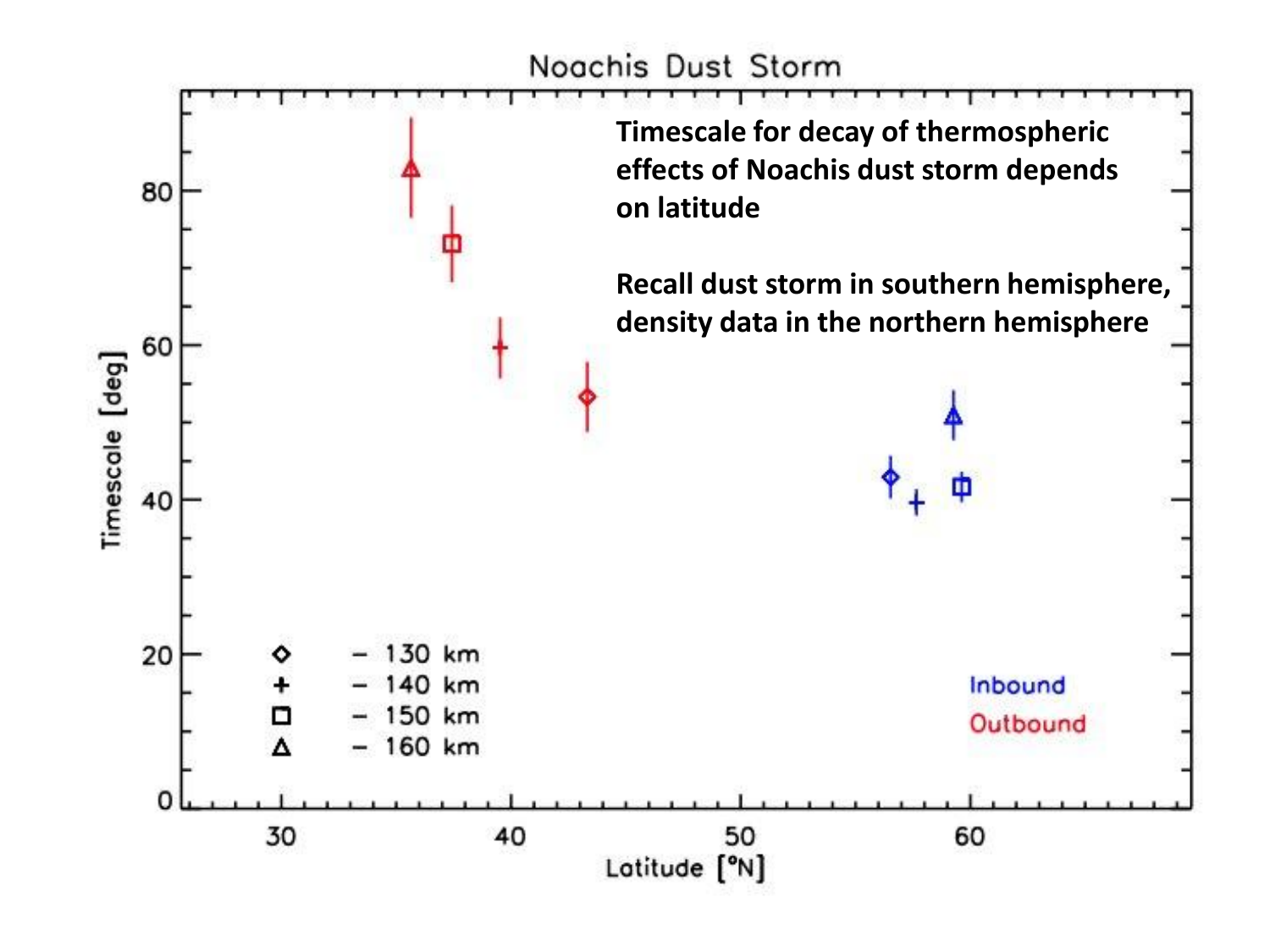# Noachis Dust Storm

**Timescale for decay of thermospheric effects of Noachis dust storm depends on latitude**

**Recall dust storm in southern hemisphere, density data in the northern hemisphere**

◇ – 130 km
\+ – 140 km
□ – 150 km
△ – 160 km

Inbound
Outbound

Timescale [deg]

Latitude [°N]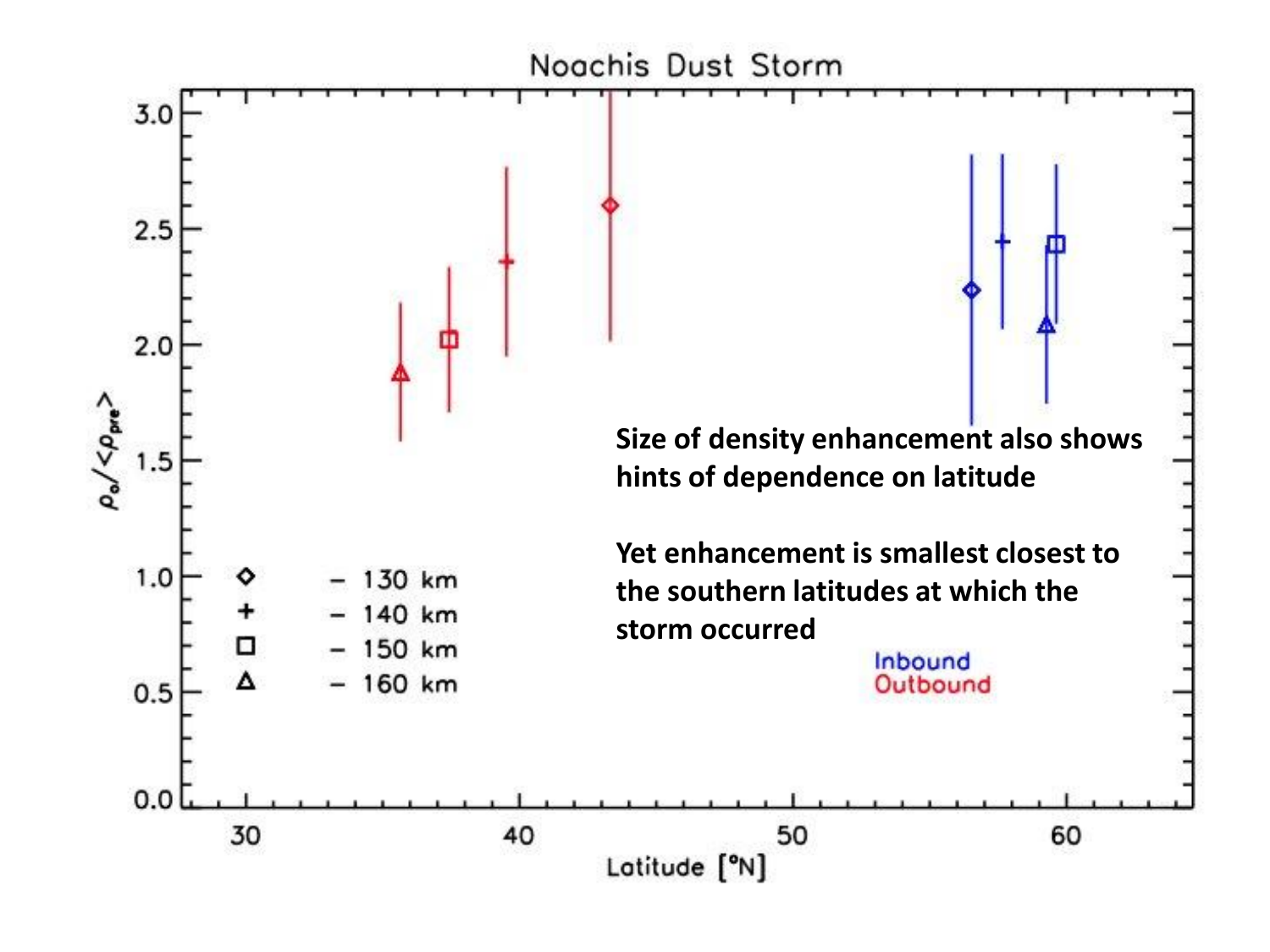# Noachis Dust Storm

**Size of density enhancement also shows hints of dependence on latitude**

**Yet enhancement is smallest closest to the southern latitudes at which the storm occurred**

Legend: ◇ – 130 km; + – 140 km; □ – 150 km; △ – 160 km

Inbound
Outbound

Y-axis: $\rho_o/\langle\rho_{pre}\rangle$

X-axis: Latitude [°N]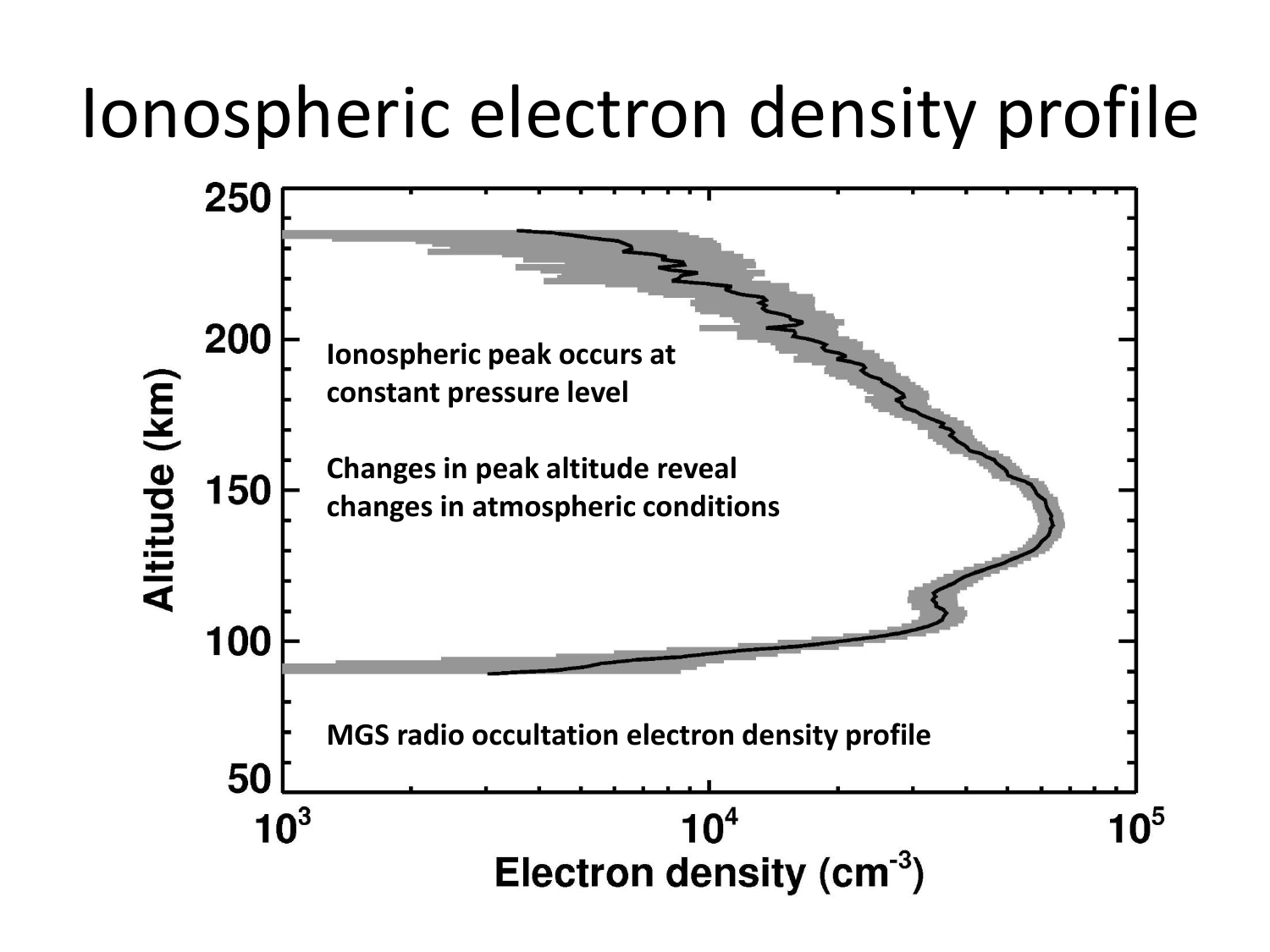# Ionospheric electron density profile

Ionospheric peak occurs at constant pressure level

Changes in peak altitude reveal changes in atmospheric conditions

MGS radio occultation electron density profile

Altitude (km)

Electron density ($cm^{-3}$)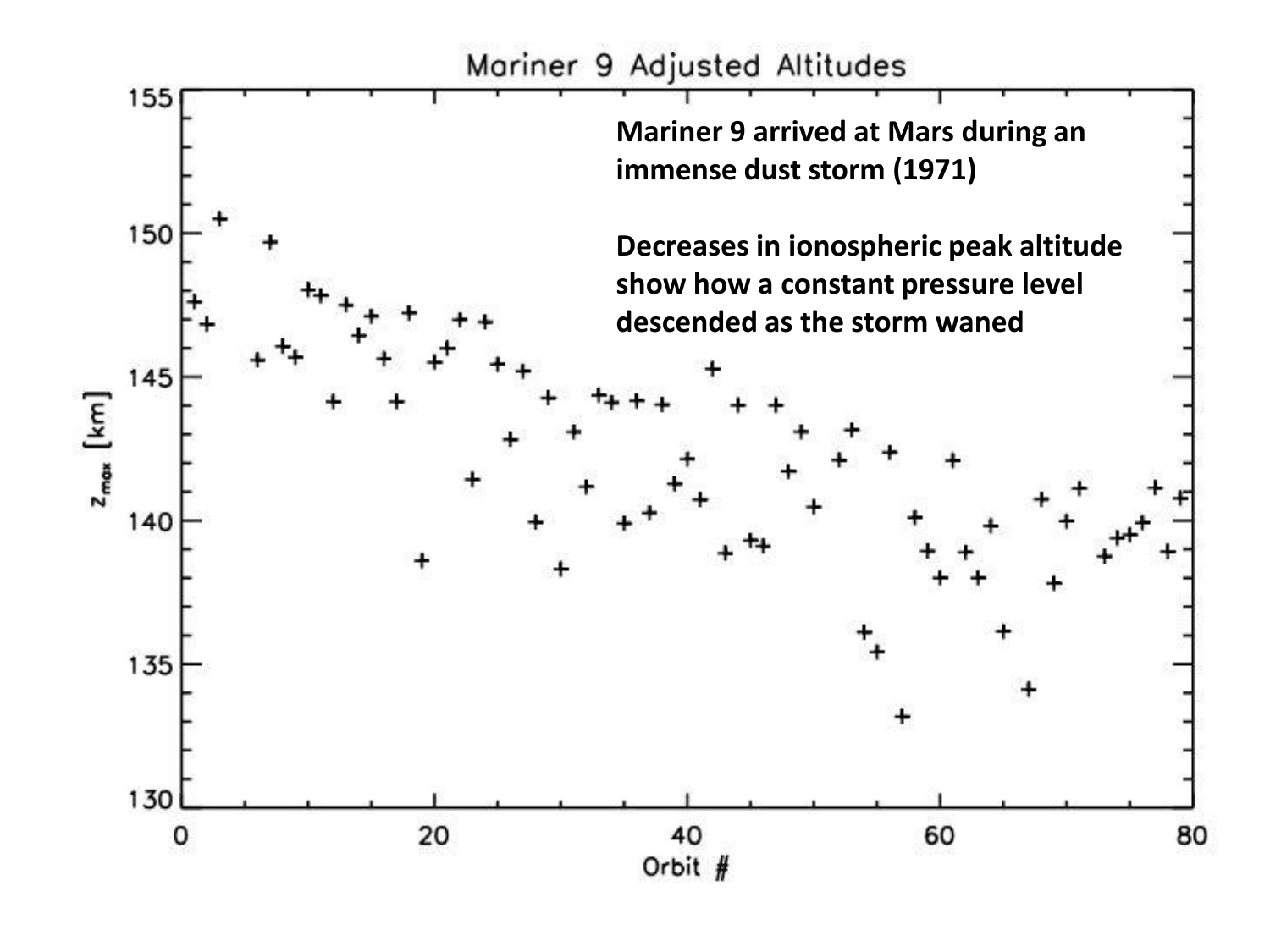# Mariner 9 Adjusted Altitudes

**Mariner 9 arrived at Mars during an immense dust storm (1971)**

**Decreases in ionospheric peak altitude show how a constant pressure level descended as the storm waned**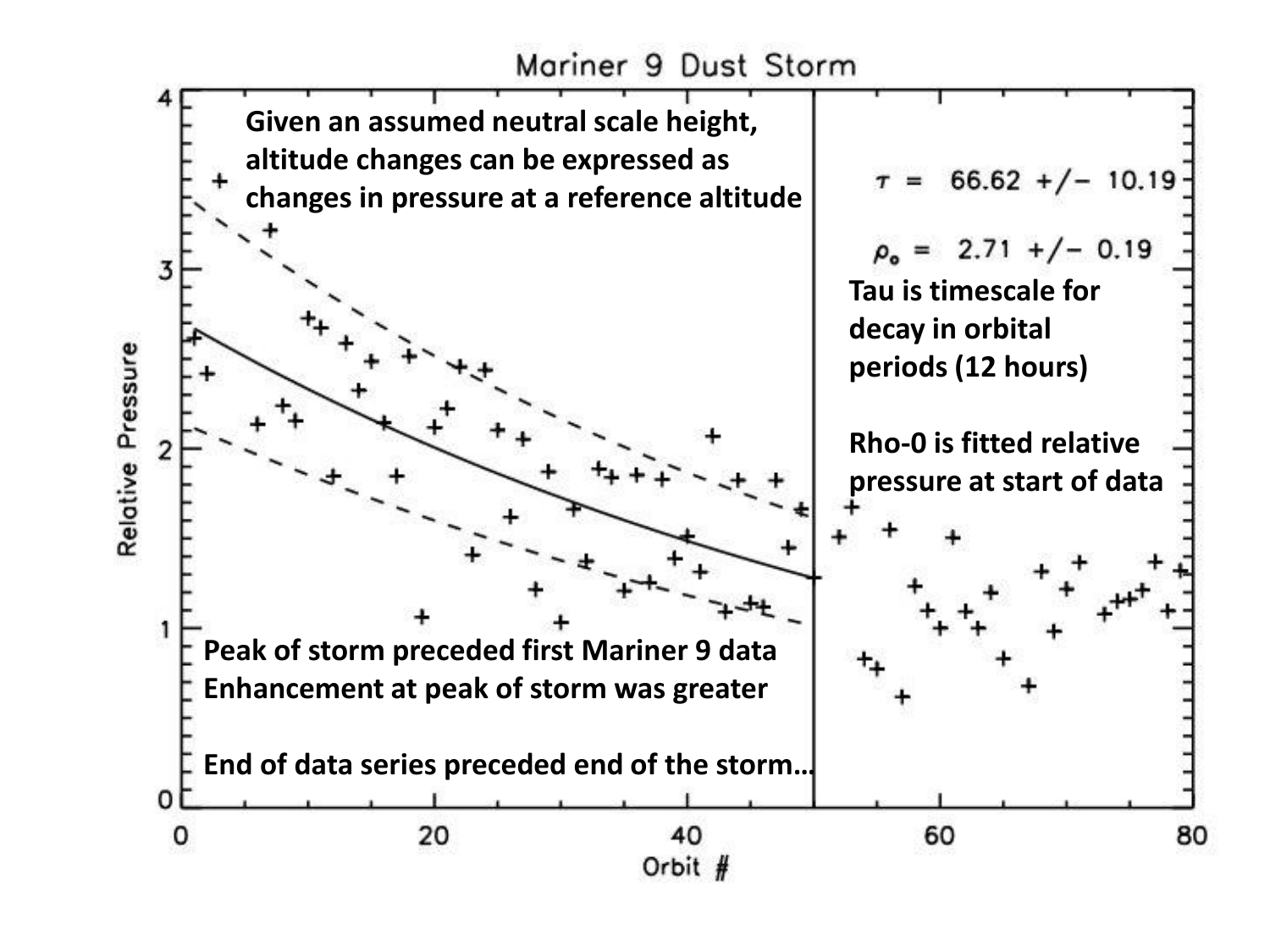# Mariner 9 Dust Storm

Given an assumed neutral scale height, altitude changes can be expressed as changes in pressure at a reference altitude

$\tau = 66.62 \pm 10.19$

$\rho_o = 2.71 \pm 0.19$

Tau is timescale for decay in orbital periods (12 hours)

Rho-0 is fitted relative pressure at start of data

Peak of storm preceded first Mariner 9 data
Enhancement at peak of storm was greater

End of data series preceded end of the storm…

Relative Pressure

Orbit #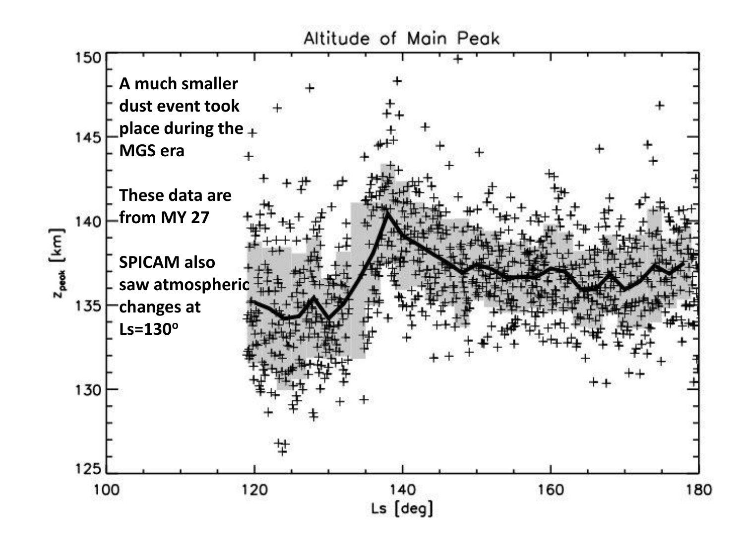A much smaller dust event took place during the MGS era

These data are from MY 27

SPICAM also saw atmospheric changes at Ls=130$^{o}$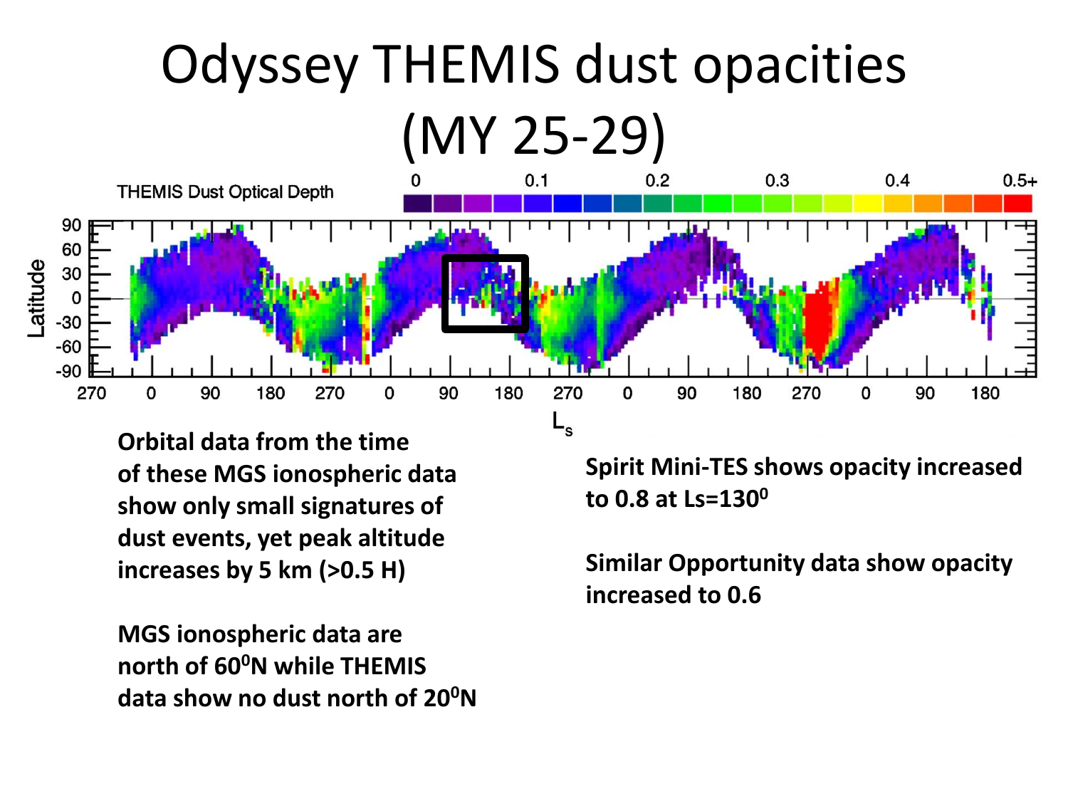# Odyssey THEMIS dust opacities (MY 25-29)

**Orbital data from the time of these MGS ionospheric data show only small signatures of dust events, yet peak altitude increases by 5 km (>0.5 H)**

**MGS ionospheric data are north of $60^0$N while THEMIS data show no dust north of $20^0$N**

**Spirit Mini-TES shows opacity increased to 0.8 at Ls=$130^0$**

**Similar Opportunity data show opacity increased to 0.6**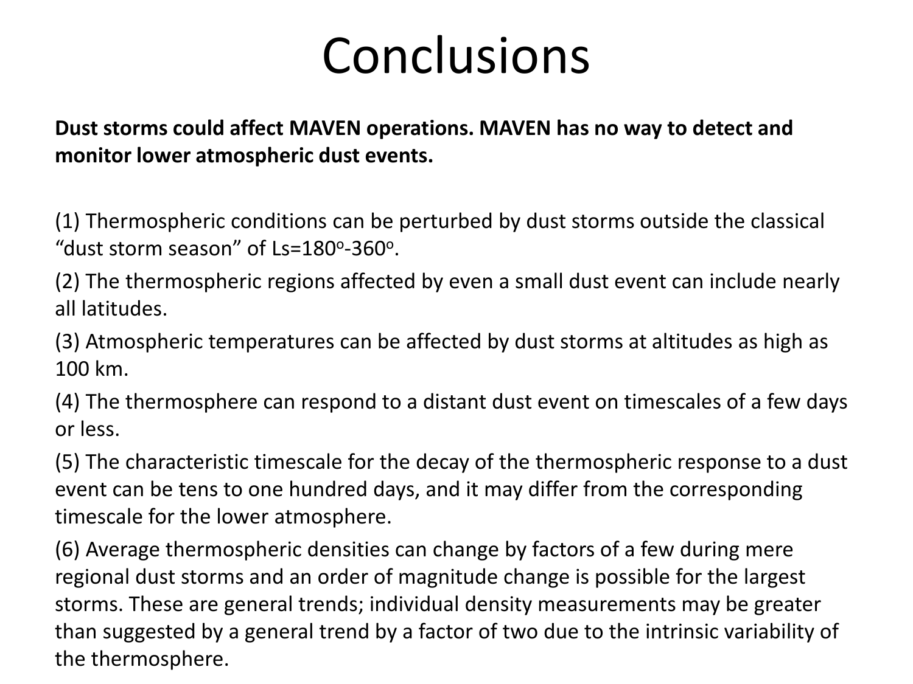# Conclusions

**Dust storms could affect MAVEN operations. MAVEN has no way to detect and monitor lower atmospheric dust events.**

(1) Thermospheric conditions can be perturbed by dust storms outside the classical "dust storm season" of Ls=180$^{o}$-360$^{o}$.

(2) The thermospheric regions affected by even a small dust event can include nearly all latitudes.

(3) Atmospheric temperatures can be affected by dust storms at altitudes as high as 100 km.

(4) The thermosphere can respond to a distant dust event on timescales of a few days or less.

(5) The characteristic timescale for the decay of the thermospheric response to a dust event can be tens to one hundred days, and it may differ from the corresponding timescale for the lower atmosphere.

(6) Average thermospheric densities can change by factors of a few during mere regional dust storms and an order of magnitude change is possible for the largest storms. These are general trends; individual density measurements may be greater than suggested by a general trend by a factor of two due to the intrinsic variability of the thermosphere.